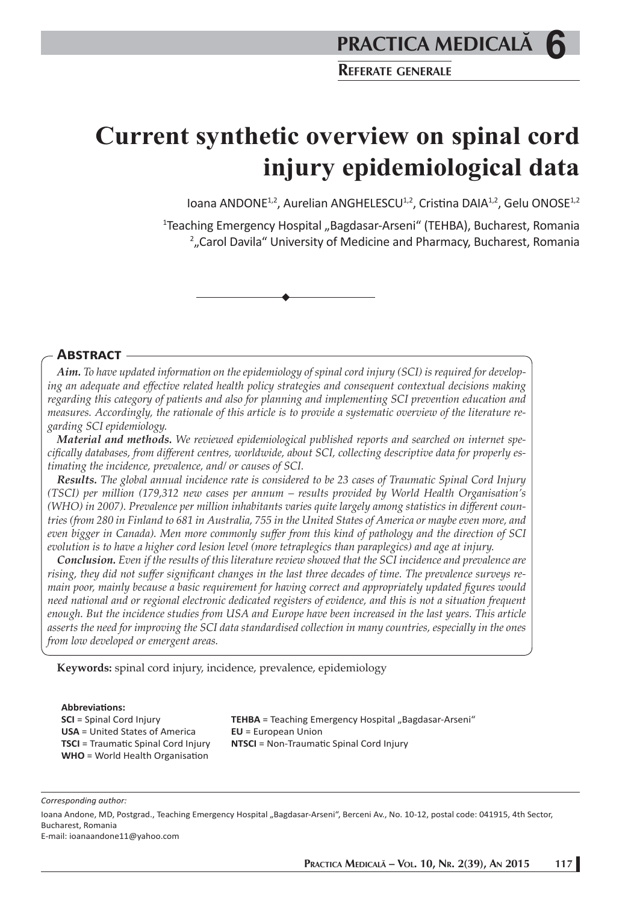# Current synthetic overview on spinal cord injury epidemiological data

Ioana ANDONE[1,2], Aurelian ANGHELESCU[1,2], Cristina DAIA[1,2], Gelu ONOSE[1,2]

[1]Teaching Emergency Hospital „Bagdasar-Arseni" (TEHBA), Bucharest, Romania
[2]„Carol Davila" University of Medicine and Pharmacy, Bucharest, Romania

## Abstract

***Aim.*** *To have updated information on the epidemiology of spinal cord injury (SCI) is required for developing an adequate and effective related health policy strategies and consequent contextual decisions making regarding this category of patients and also for planning and implementing SCI prevention education and measures. Accordingly, the rationale of this article is to provide a systematic overview of the literature regarding SCI epidemiology.*

***Material and methods.*** *We reviewed epidemiological published reports and searched on internet specifically databases, from different centres, worldwide, about SCI, collecting descriptive data for properly estimating the incidence, prevalence, and/ or causes of SCI.*

***Results.*** *The global annual incidence rate is considered to be 23 cases of Traumatic Spinal Cord Injury (TSCI) per million (179,312 new cases per annum – results provided by World Health Organisation's (WHO) in 2007). Prevalence per million inhabitants varies quite largely among statistics in different countries (from 280 in Finland to 681 in Australia, 755 in the United States of America or maybe even more, and even bigger in Canada). Men more commonly suffer from this kind of pathology and the direction of SCI evolution is to have a higher cord lesion level (more tetraplegics than paraplegics) and age at injury.*

***Conclusion.*** *Even if the results of this literature review showed that the SCI incidence and prevalence are rising, they did not suffer significant changes in the last three decades of time. The prevalence surveys remain poor, mainly because a basic requirement for having correct and appropriately updated figures would need national and or regional electronic dedicated registers of evidence, and this is not a situation frequent enough. But the incidence studies from USA and Europe have been increased in the last years. This article asserts the need for improving the SCI data standardised collection in many countries, especially in the ones from low developed or emergent areas.*

**Keywords:** spinal cord injury, incidence, prevalence, epidemiology

**Abbreviations:**
**SCI** = Spinal Cord Injury
**USA** = United States of America
**TSCI** = Traumatic Spinal Cord Injury
**WHO** = World Health Organisation
**TEHBA** = Teaching Emergency Hospital „Bagdasar-Arseni"
**EU** = European Union
**NTSCI** = Non-Traumatic Spinal Cord Injury

*Corresponding author:*

Ioana Andone, MD, Postgrad., Teaching Emergency Hospital „Bagdasar-Arseni", Berceni Av., No. 10-12, postal code: 041915, 4th Sector, Bucharest, Romania
E-mail: ioanaandone11@yahoo.com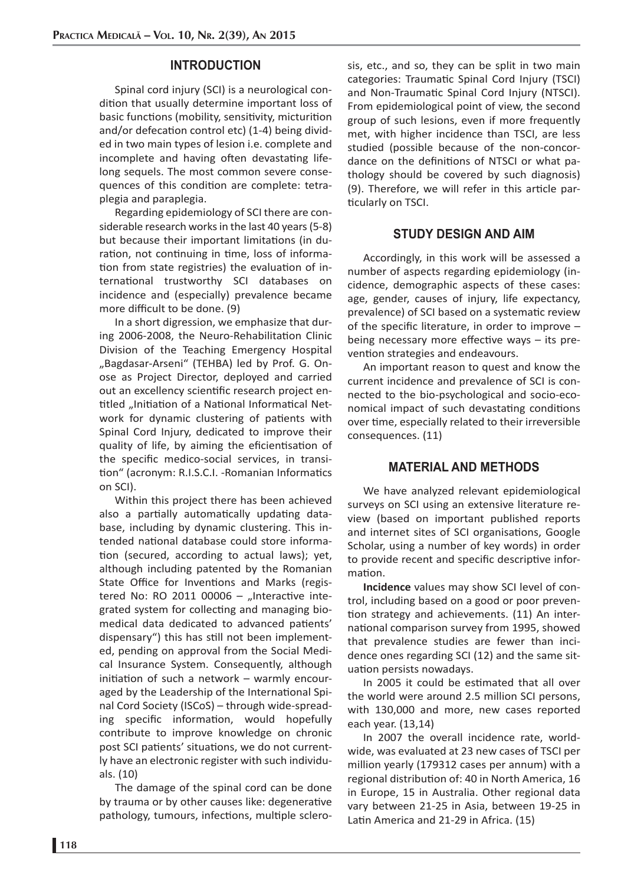## INTRODUCTION

Spinal cord injury (SCI) is a neurological condition that usually determine important loss of basic functions (mobility, sensitivity, micturition and/or defecation control etc) (1-4) being divided in two main types of lesion i.e. complete and incomplete and having often devastating lifelong sequels. The most common severe consequences of this condition are complete: tetraplegia and paraplegia.

Regarding epidemiology of SCI there are considerable research works in the last 40 years (5-8) but because their important limitations (in duration, not continuing in time, loss of information from state registries) the evaluation of international trustworthy SCI databases on incidence and (especially) prevalence became more difficult to be done. (9)

In a short digression, we emphasize that during 2006-2008, the Neuro-Rehabilitation Clinic Division of the Teaching Emergency Hospital „Bagdasar-Arseni" (TEHBA) led by Prof. G. Onose as Project Director, deployed and carried out an excellency scientific research project entitled „Initiation of a National Informatical Network for dynamic clustering of patients with Spinal Cord Injury, dedicated to improve their quality of life, by aiming the eficientisation of the specific medico-social services, in transition" (acronym: R.I.S.C.I. -Romanian Informatics on SCI).

Within this project there has been achieved also a partially automatically updating database, including by dynamic clustering. This intended national database could store information (secured, according to actual laws); yet, although including patented by the Romanian State Office for Inventions and Marks (registered No: RO 2011 00006 – „Interactive integrated system for collecting and managing biomedical data dedicated to advanced patients' dispensary") this has still not been implemented, pending on approval from the Social Medical Insurance System. Consequently, although initiation of such a network – warmly encouraged by the Leadership of the International Spinal Cord Society (ISCoS) – through wide-spreading specific information, would hopefully contribute to improve knowledge on chronic post SCI patients' situations, we do not currently have an electronic register with such individuals. (10)

The damage of the spinal cord can be done by trauma or by other causes like: degenerative pathology, tumours, infections, multiple sclerosis, etc., and so, they can be split in two main categories: Traumatic Spinal Cord Injury (TSCI) and Non-Traumatic Spinal Cord Injury (NTSCI). From epidemiological point of view, the second group of such lesions, even if more frequently met, with higher incidence than TSCI, are less studied (possible because of the non-concordance on the definitions of NTSCI or what pathology should be covered by such diagnosis) (9). Therefore, we will refer in this article particularly on TSCI.

## STUDY DESIGN AND AIM

Accordingly, in this work will be assessed a number of aspects regarding epidemiology (incidence, demographic aspects of these cases: age, gender, causes of injury, life expectancy, prevalence) of SCI based on a systematic review of the specific literature, in order to improve – being necessary more effective ways – its prevention strategies and endeavours.

An important reason to quest and know the current incidence and prevalence of SCI is connected to the bio-psychological and socio-economical impact of such devastating conditions over time, especially related to their irreversible consequences. (11)

## MATERIAL AND METHODS

We have analyzed relevant epidemiological surveys on SCI using an extensive literature review (based on important published reports and internet sites of SCI organisations, Google Scholar, using a number of key words) in order to provide recent and specific descriptive information.

**Incidence** values may show SCI level of control, including based on a good or poor prevention strategy and achievements. (11) An international comparison survey from 1995, showed that prevalence studies are fewer than incidence ones regarding SCI (12) and the same situation persists nowadays.

In 2005 it could be estimated that all over the world were around 2.5 million SCI persons, with 130,000 and more, new cases reported each year. (13,14)

In 2007 the overall incidence rate, worldwide, was evaluated at 23 new cases of TSCI per million yearly (179312 cases per annum) with a regional distribution of: 40 in North America, 16 in Europe, 15 in Australia. Other regional data vary between 21-25 in Asia, between 19-25 in Latin America and 21-29 in Africa. (15)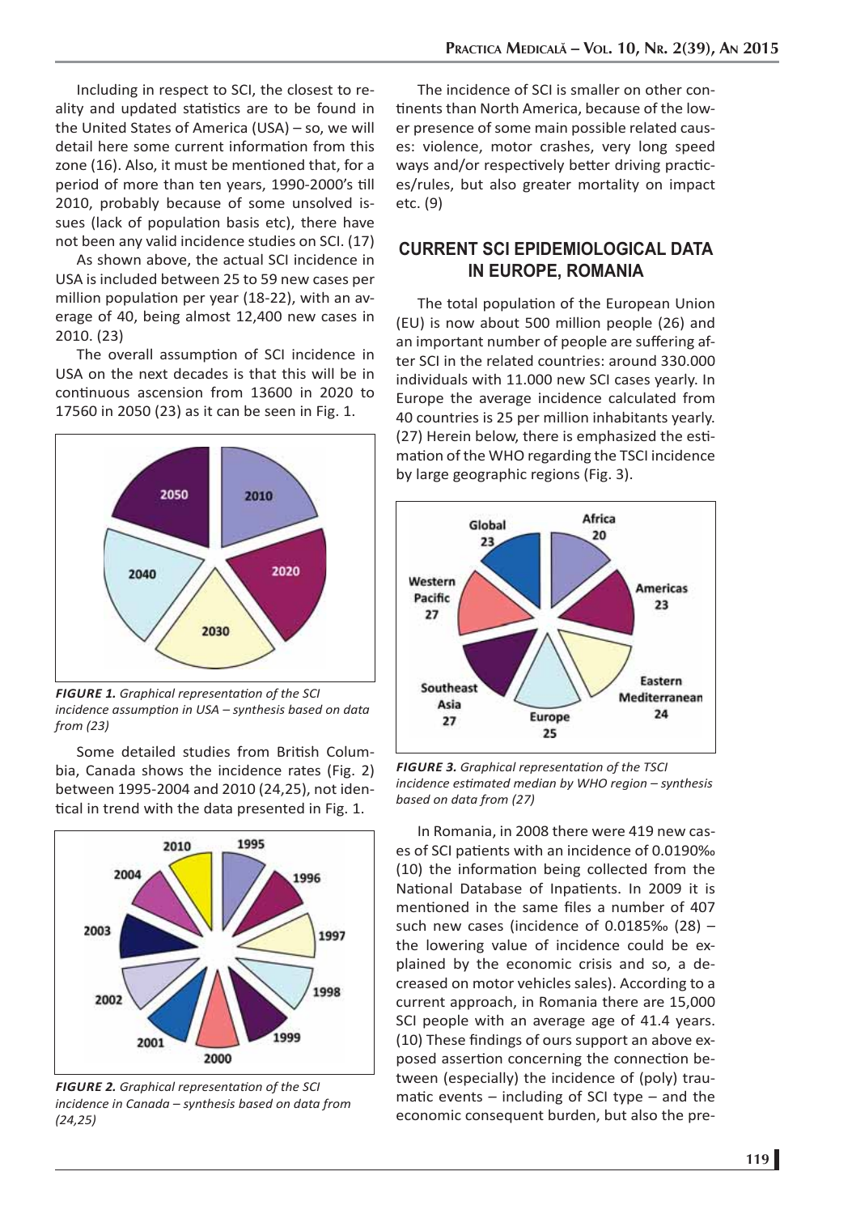Including in respect to SCI, the closest to reality and updated statistics are to be found in the United States of America (USA) – so, we will detail here some current information from this zone (16). Also, it must be mentioned that, for a period of more than ten years, 1990-2000's till 2010, probably because of some unsolved issues (lack of population basis etc), there have not been any valid incidence studies on SCI. (17)

As shown above, the actual SCI incidence in USA is included between 25 to 59 new cases per million population per year (18-22), with an average of 40, being almost 12,400 new cases in 2010. (23)

The overall assumption of SCI incidence in USA on the next decades is that this will be in continuous ascension from 13600 in 2020 to 17560 in 2050 (23) as it can be seen in Fig. 1.

*FIGURE 1. Graphical representation of the SCI incidence assumption in USA – synthesis based on data from (23)*

Some detailed studies from British Columbia, Canada shows the incidence rates (Fig. 2) between 1995-2004 and 2010 (24,25), not identical in trend with the data presented in Fig. 1.

*FIGURE 2. Graphical representation of the SCI incidence in Canada – synthesis based on data from (24,25)*

The incidence of SCI is smaller on other continents than North America, because of the lower presence of some main possible related causes: violence, motor crashes, very long speed ways and/or respectively better driving practices/rules, but also greater mortality on impact etc. (9)

## CURRENT SCI EPIDEMIOLOGICAL DATA IN EUROPE, ROMANIA

The total population of the European Union (EU) is now about 500 million people (26) and an important number of people are suffering after SCI in the related countries: around 330.000 individuals with 11.000 new SCI cases yearly. In Europe the average incidence calculated from 40 countries is 25 per million inhabitants yearly. (27) Herein below, there is emphasized the estimation of the WHO regarding the TSCI incidence by large geographic regions (Fig. 3).

*FIGURE 3. Graphical representation of the TSCI incidence estimated median by WHO region – synthesis based on data from (27)*

In Romania, in 2008 there were 419 new cases of SCI patients with an incidence of 0.0190‰ (10) the information being collected from the National Database of Inpatients. In 2009 it is mentioned in the same files a number of 407 such new cases (incidence of 0.0185‰ (28) – the lowering value of incidence could be explained by the economic crisis and so, a decreased on motor vehicles sales). According to a current approach, in Romania there are 15,000 SCI people with an average age of 41.4 years. (10) These findings of ours support an above exposed assertion concerning the connection between (especially) the incidence of (poly) traumatic events – including of SCI type – and the economic consequent burden, but also the pre-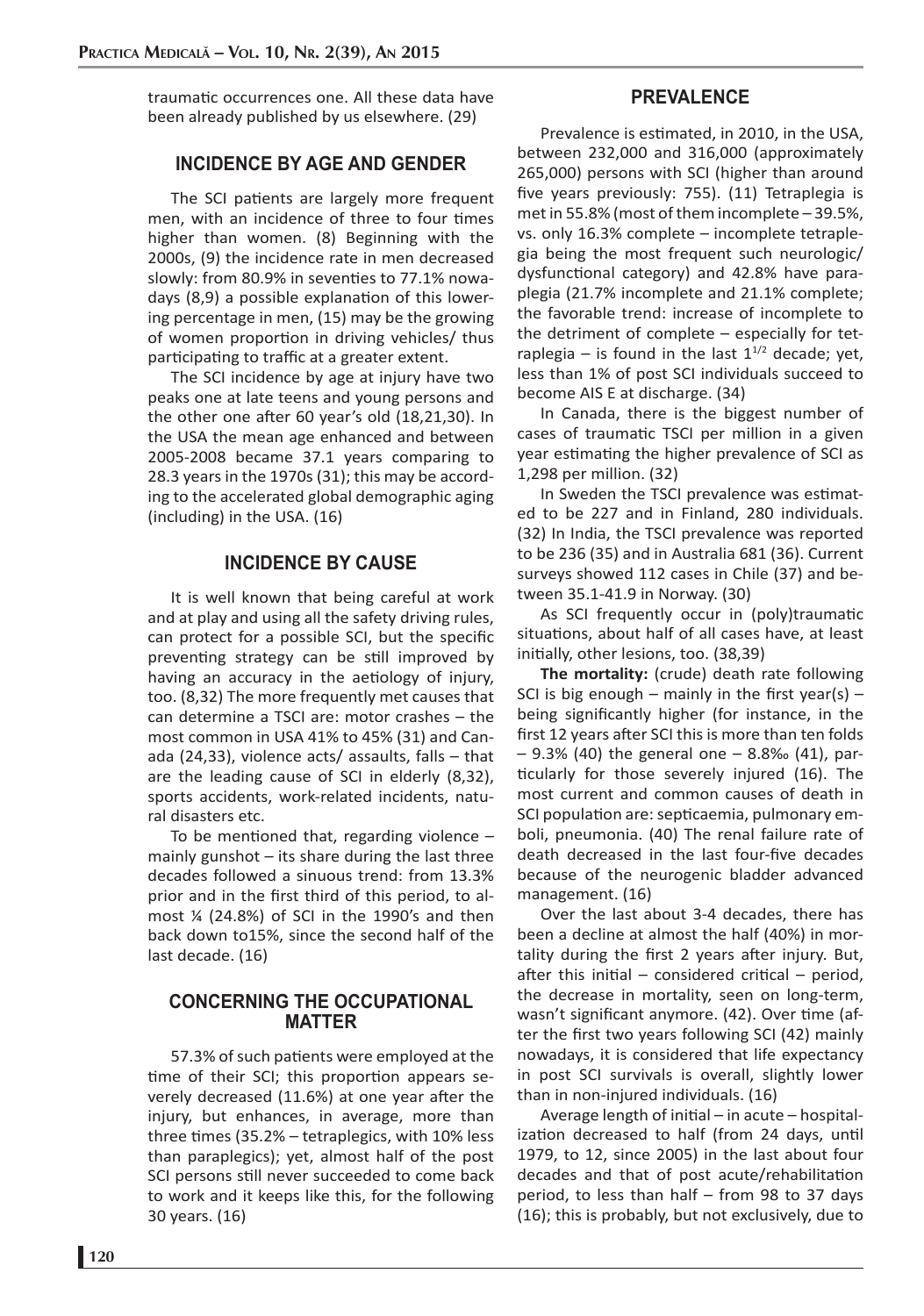traumatic occurrences one. All these data have been already published by us elsewhere. (29)

## INCIDENCE BY AGE AND GENDER

The SCI patients are largely more frequent men, with an incidence of three to four times higher than women. (8) Beginning with the 2000s, (9) the incidence rate in men decreased slowly: from 80.9% in seventies to 77.1% nowadays (8,9) a possible explanation of this lowering percentage in men, (15) may be the growing of women proportion in driving vehicles/ thus participating to traffic at a greater extent.

The SCI incidence by age at injury have two peaks one at late teens and young persons and the other one after 60 year's old (18,21,30). In the USA the mean age enhanced and between 2005-2008 became 37.1 years comparing to 28.3 years in the 1970s (31); this may be according to the accelerated global demographic aging (including) in the USA. (16)

## INCIDENCE BY CAUSE

It is well known that being careful at work and at play and using all the safety driving rules, can protect for a possible SCI, but the specific preventing strategy can be still improved by having an accuracy in the aetiology of injury, too. (8,32) The more frequently met causes that can determine a TSCI are: motor crashes – the most common in USA 41% to 45% (31) and Canada (24,33), violence acts/ assaults, falls – that are the leading cause of SCI in elderly (8,32), sports accidents, work-related incidents, natural disasters etc.

To be mentioned that, regarding violence – mainly gunshot – its share during the last three decades followed a sinuous trend: from 13.3% prior and in the first third of this period, to almost ¼ (24.8%) of SCI in the 1990's and then back down to15%, since the second half of the last decade. (16)

## CONCERNING THE OCCUPATIONAL MATTER

57.3% of such patients were employed at the time of their SCI; this proportion appears severely decreased (11.6%) at one year after the injury, but enhances, in average, more than three times (35.2% – tetraplegics, with 10% less than paraplegics); yet, almost half of the post SCI persons still never succeeded to come back to work and it keeps like this, for the following 30 years. (16)

## PREVALENCE

Prevalence is estimated, in 2010, in the USA, between 232,000 and 316,000 (approximately 265,000) persons with SCI (higher than around five years previously: 755). (11) Tetraplegia is met in 55.8% (most of them incomplete – 39.5%, vs. only 16.3% complete – incomplete tetraplegia being the most frequent such neurologic/ dysfunctional category) and 42.8% have paraplegia (21.7% incomplete and 21.1% complete; the favorable trend: increase of incomplete to the detriment of complete – especially for tetraplegia – is found in the last $1^{1/2}$ decade; yet, less than 1% of post SCI individuals succeed to become AIS E at discharge. (34)

In Canada, there is the biggest number of cases of traumatic TSCI per million in a given year estimating the higher prevalence of SCI as 1,298 per million. (32)

In Sweden the TSCI prevalence was estimated to be 227 and in Finland, 280 individuals. (32) In India, the TSCI prevalence was reported to be 236 (35) and in Australia 681 (36). Current surveys showed 112 cases in Chile (37) and between 35.1-41.9 in Norway. (30)

As SCI frequently occur in (poly)traumatic situations, about half of all cases have, at least initially, other lesions, too. (38,39)

**The mortality:** (crude) death rate following SCI is big enough – mainly in the first year(s) – being significantly higher (for instance, in the first 12 years after SCI this is more than ten folds – 9.3% (40) the general one – 8.8‰ (41), particularly for those severely injured (16). The most current and common causes of death in SCI population are: septicaemia, pulmonary emboli, pneumonia. (40) The renal failure rate of death decreased in the last four-five decades because of the neurogenic bladder advanced management. (16)

Over the last about 3-4 decades, there has been a decline at almost the half (40%) in mortality during the first 2 years after injury. But, after this initial – considered critical – period, the decrease in mortality, seen on long-term, wasn't significant anymore. (42). Over time (after the first two years following SCI (42) mainly nowadays, it is considered that life expectancy in post SCI survivals is overall, slightly lower than in non-injured individuals. (16)

Average length of initial – in acute – hospitalization decreased to half (from 24 days, until 1979, to 12, since 2005) in the last about four decades and that of post acute/rehabilitation period, to less than half – from 98 to 37 days (16); this is probably, but not exclusively, due to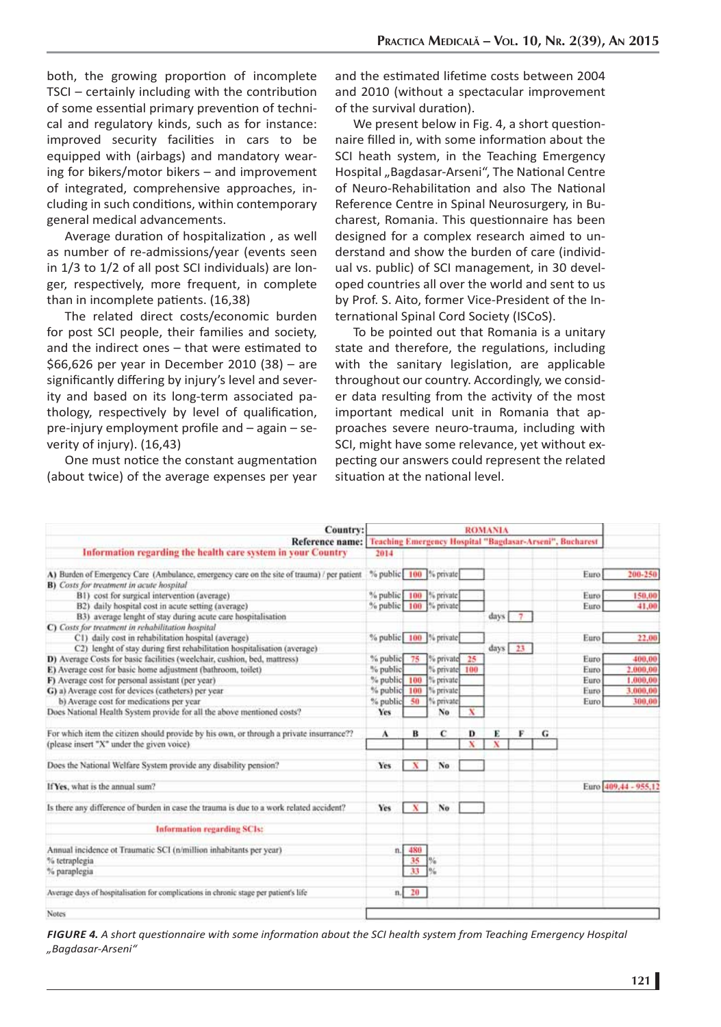both, the growing proportion of incomplete TSCI – certainly including with the contribution of some essential primary prevention of technical and regulatory kinds, such as for instance: improved security facilities in cars to be equipped with (airbags) and mandatory wearing for bikers/motor bikers – and improvement of integrated, comprehensive approaches, including in such conditions, within contemporary general medical advancements.

Average duration of hospitalization , as well as number of re-admissions/year (events seen in 1/3 to 1/2 of all post SCI individuals) are longer, respectively, more frequent, in complete than in incomplete patients. (16,38)

The related direct costs/economic burden for post SCI people, their families and society, and the indirect ones – that were estimated to $66,626 per year in December 2010 (38) – are significantly differing by injury's level and severity and based on its long-term associated pathology, respectively by level of qualification, pre-injury employment profile and – again – severity of injury). (16,43)

One must notice the constant augmentation (about twice) of the average expenses per year and the estimated lifetime costs between 2004 and 2010 (without a spectacular improvement of the survival duration).

We present below in Fig. 4, a short questionnaire filled in, with some information about the SCI heath system, in the Teaching Emergency Hospital „Bagdasar-Arseni", The National Centre of Neuro-Rehabilitation and also The National Reference Centre in Spinal Neurosurgery, in Bucharest, Romania. This questionnaire has been designed for a complex research aimed to understand and show the burden of care (individual vs. public) of SCI management, in 30 developed countries all over the world and sent to us by Prof. S. Aito, former Vice-President of the International Spinal Cord Society (ISCoS).

To be pointed out that Romania is a unitary state and therefore, the regulations, including with the sanitary legislation, are applicable throughout our country. Accordingly, we consider data resulting from the activity of the most important medical unit in Romania that approaches severe neuro-trauma, including with SCI, might have some relevance, yet without expecting our answers could represent the related situation at the national level.

| Country: | ROMANIA | | | |
|---|---|---|---|---|
| Reference name: | Teaching Emergency Hospital "Bagdasar-Arseni", Bucharest | | | |
| Information regarding the health care system in your Country | 2014 | | | |
| A) Burden of Emergency Care (Ambulance, emergency care on the site of trauma) / per patient | % public 100 | % private | | Euro 200-250 |
| B) Costs for treatment in acute hospital | | | | |
| B1) cost for surgical intervention (average) | % public 100 | % private | | Euro 150,00 |
| B2) daily hospital cost in acute setting (average) | % public 100 | % private | | Euro 41,00 |
| B3) average lenght of stay during acute care hospitalisation | | | days 7 | |
| C) Costs for treatment in rehabilitation hospital | | | | |
| C1) daily cost in rehabilitation hospital (average) | % public 100 | % private | | Euro 22,00 |
| C2) lenght of stay during first rehabilitation hospitalisation (average) | | | days 23 | |
| D) Average Costs for basic facilities (weelchair, cushion, bed, mattress) | % public 75 | % private 25 | | Euro 400,00 |
| E) Average cost for basic home adjustment (bathroom, toilet) | % public | % private 100 | | Euro 2.000,00 |
| F) Average cost for personal assistant (per year) | % public 100 | % private | | Euro 1.000,00 |
| G) a) Average cost for devices (catheters) per year | % public 100 | % private | | Euro 3.000,00 |
| b) Average cost for medications per year | % public 50 | % private | | Euro 300,00 |
| Does National Health System provide for all the above mentioned costs? | Yes | No X | | |

| For which item the citizen should provide by his own, or through a private insurrance?? (please insert "X" under the given voice) | A | B | C | D | E | F | G |
|---|---|---|---|---|---|---|---|
| | | | | X | X | | |

| Question | Answer |
|---|---|
| Does the National Welfare System provide any disability pension? | Yes X / No |
| If Yes, what is the annual sum? | Euro 409,44 - 955,12 |
| Is there any difference of burden in case the trauma is due to a work related accident? | Yes X / No |
| **Information regarding SCIs:** | |
| Annual incidence ot Traumatic SCI (n/million inhabitants per year) | n. 480 |
| % tetraplegia | 35 % |
| % paraplegia | 33 % |
| Average days of hospitalisation for complications in chronic stage per patient's life | n. 20 |
| Notes | |

*FIGURE 4. A short questionnaire with some information about the SCI health system from Teaching Emergency Hospital „Bagdasar-Arseni"*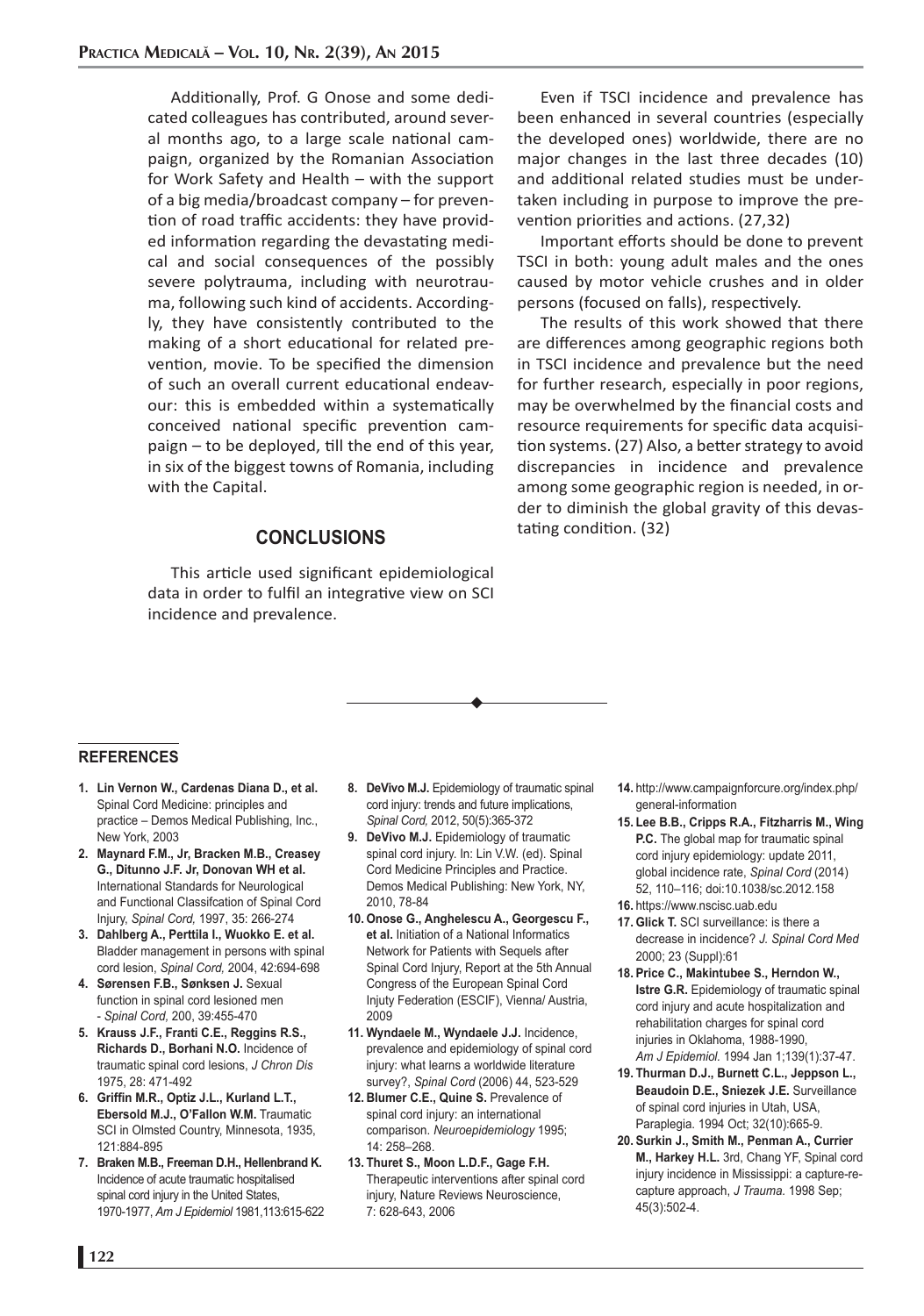Additionally, Prof. G Onose and some dedicated colleagues has contributed, around several months ago, to a large scale national campaign, organized by the Romanian Association for Work Safety and Health – with the support of a big media/broadcast company – for prevention of road traffic accidents: they have provided information regarding the devastating medical and social consequences of the possibly severe polytrauma, including with neurotrauma, following such kind of accidents. Accordingly, they have consistently contributed to the making of a short educational for related prevention, movie. To be specified the dimension of such an overall current educational endeavour: this is embedded within a systematically conceived national specific prevention campaign – to be deployed, till the end of this year, in six of the biggest towns of Romania, including with the Capital.

## CONCLUSIONS

This article used significant epidemiological data in order to fulfil an integrative view on SCI incidence and prevalence.

Even if TSCI incidence and prevalence has been enhanced in several countries (especially the developed ones) worldwide, there are no major changes in the last three decades (10) and additional related studies must be undertaken including in purpose to improve the prevention priorities and actions. (27,32)

Important efforts should be done to prevent TSCI in both: young adult males and the ones caused by motor vehicle crushes and in older persons (focused on falls), respectively.

The results of this work showed that there are differences among geographic regions both in TSCI incidence and prevalence but the need for further research, especially in poor regions, may be overwhelmed by the financial costs and resource requirements for specific data acquisition systems. (27) Also, a better strategy to avoid discrepancies in incidence and prevalence among some geographic region is needed, in order to diminish the global gravity of this devastating condition. (32)

## REFERENCES

1. **Lin Vernon W., Cardenas Diana D., et al.** Spinal Cord Medicine: principles and practice – Demos Medical Publishing, Inc., New York, 2003
2. **Maynard F.M., Jr, Bracken M.B., Creasey G., Ditunno J.F. Jr, Donovan WH et al.** International Standards for Neurological and Functional Classifcation of Spinal Cord Injury, *Spinal Cord,* 1997, 35: 266-274
3. **Dahlberg A., Perttila I., Wuokko E. et al.** Bladder management in persons with spinal cord lesion, *Spinal Cord,* 2004, 42:694-698
4. **Sørensen F.B., Sønksen J.** Sexual function in spinal cord lesioned men - *Spinal Cord,* 200, 39:455-470
5. **Krauss J.F., Franti C.E., Reggins R.S., Richards D., Borhani N.O.** Incidence of traumatic spinal cord lesions, *J Chron Dis* 1975, 28: 471-492
6. **Griffin M.R., Optiz J.L., Kurland L.T., Ebersold M.J., O'Fallon W.M.** Traumatic SCI in Olmsted Country, Minnesota, 1935, 121:884-895
7. **Braken M.B., Freeman D.H., Hellenbrand K.** Incidence of acute traumatic hospitalised spinal cord injury in the United States, 1970-1977, *Am J Epidemiol* 1981,113:615-622
8. **DeVivo M.J.** Epidemiology of traumatic spinal cord injury: trends and future implications, *Spinal Cord,* 2012, 50(5):365-372
9. **DeVivo M.J.** Epidemiology of traumatic spinal cord injury. In: Lin V.W. (ed). Spinal Cord Medicine Principles and Practice. Demos Medical Publishing: New York, NY, 2010, 78-84
10. **Onose G., Anghelescu A., Georgescu F., et al.** Initiation of a National Informatics Network for Patients with Sequels after Spinal Cord Injury, Report at the 5th Annual Congress of the European Spinal Cord Injuty Federation (ESCIF), Vienna/ Austria, 2009
11. **Wyndaele M., Wyndaele J.J.** Incidence, prevalence and epidemiology of spinal cord injury: what learns a worldwide literature survey?, *Spinal Cord* (2006) 44, 523-529
12. **Blumer C.E., Quine S.** Prevalence of spinal cord injury: an international comparison. *Neuroepidemiology* 1995; 14: 258–268.
13. **Thuret S., Moon L.D.F., Gage F.H.** Therapeutic interventions after spinal cord injury, Nature Reviews Neuroscience, 7: 628-643, 2006
14. http://www.campaignforcure.org/index.php/general-information
15. **Lee B.B., Cripps R.A., Fitzharris M., Wing P.C.** The global map for traumatic spinal cord injury epidemiology: update 2011, global incidence rate, *Spinal Cord* (2014) 52, 110–116; doi:10.1038/sc.2012.158
16. https://www.nscisc.uab.edu
17. **Glick T.** SCI surveillance: is there a decrease in incidence? *J. Spinal Cord Med* 2000; 23 (Suppl):61
18. **Price C., Makintubee S., Herndon W., Istre G.R.** Epidemiology of traumatic spinal cord injury and acute hospitalization and rehabilitation charges for spinal cord injuries in Oklahoma, 1988-1990, *Am J Epidemiol.* 1994 Jan 1;139(1):37-47.
19. **Thurman D.J., Burnett C.L., Jeppson L., Beaudoin D.E., Sniezek J.E.** Surveillance of spinal cord injuries in Utah, USA, Paraplegia. 1994 Oct; 32(10):665-9.
20. **Surkin J., Smith M., Penman A., Currier M., Harkey H.L.** 3rd, Chang YF, Spinal cord injury incidence in Mississippi: a capture-recapture approach, *J Trauma.* 1998 Sep; 45(3):502-4.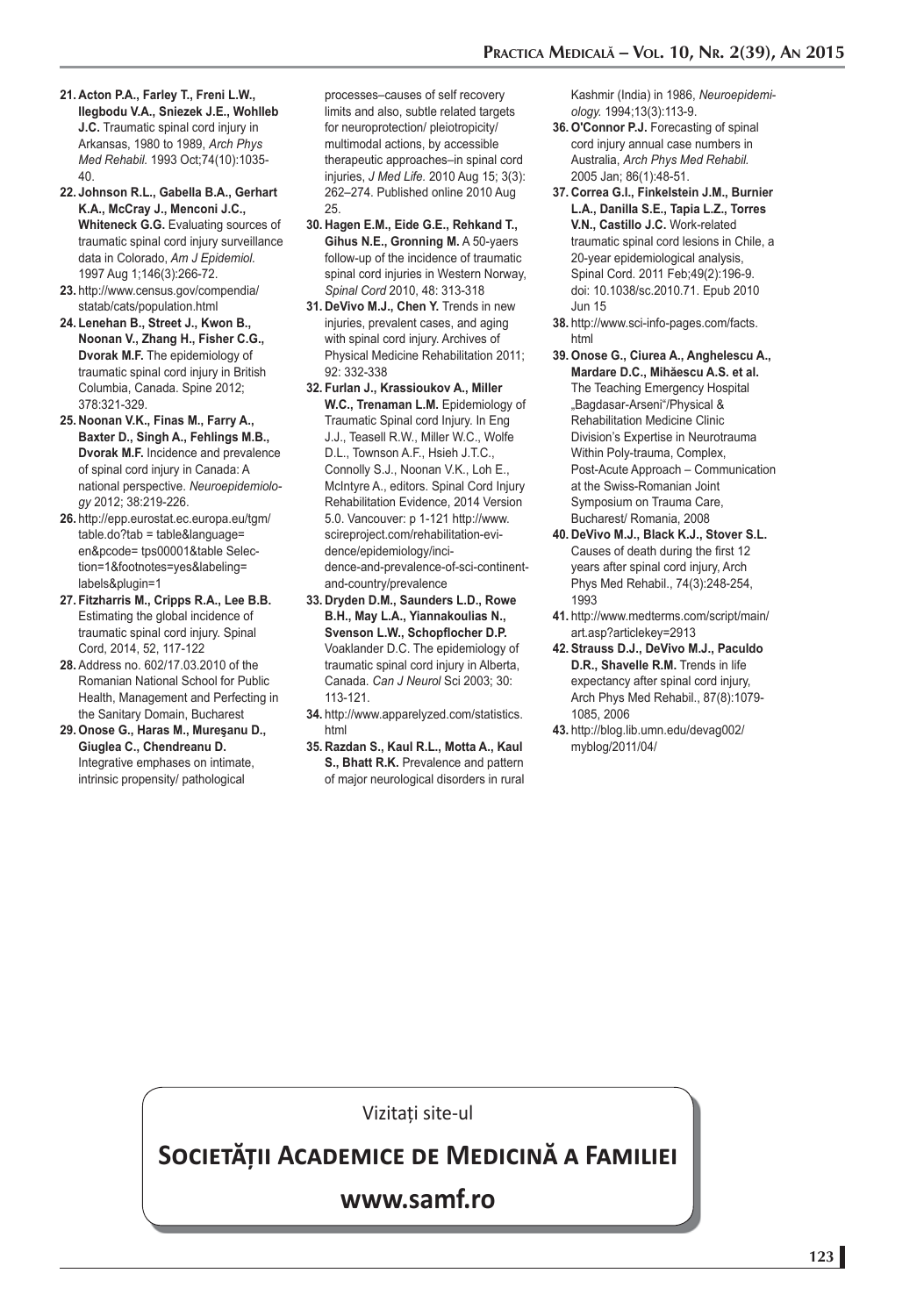21. **Acton P.A., Farley T., Freni L.W., Ilegbodu V.A., Sniezek J.E., Wohlleb J.C.** Traumatic spinal cord injury in Arkansas, 1980 to 1989, *Arch Phys Med Rehabil.* 1993 Oct;74(10):1035-40.
22. **Johnson R.L., Gabella B.A., Gerhart K.A., McCray J., Menconi J.C., Whiteneck G.G.** Evaluating sources of traumatic spinal cord injury surveillance data in Colorado, *Am J Epidemiol.* 1997 Aug 1;146(3):266-72.
23. http://www.census.gov/compendia/statab/cats/population.html
24. **Lenehan B., Street J., Kwon B., Noonan V., Zhang H., Fisher C.G., Dvorak M.F.** The epidemiology of traumatic spinal cord injury in British Columbia, Canada. Spine 2012; 378:321-329.
25. **Noonan V.K., Finas M., Farry A., Baxter D., Singh A., Fehlings M.B., Dvorak M.F.** Incidence and prevalence of spinal cord injury in Canada: A national perspective. *Neuroepidemiology* 2012; 38:219-226.
26. http://epp.eurostat.ec.europa.eu/tgm/table.do?tab = table&language= en&pcode= tps00001&table Selection=1&footnotes=yes&labeling= labels&plugin=1
27. **Fitzharris M., Cripps R.A., Lee B.B.** Estimating the global incidence of traumatic spinal cord injury. Spinal Cord, 2014, 52, 117-122
28. Address no. 602/17.03.2010 of the Romanian National School for Public Health, Management and Perfecting in the Sanitary Domain, Bucharest
29. **Onose G., Haras M., Mureşanu D., Giuglea C., Chendreanu D.** Integrative emphases on intimate, intrinsic propensity/ pathological processes–causes of self recovery limits and also, subtle related targets for neuroprotection/ pleiotropicity/ multimodal actions, by accessible therapeutic approaches–in spinal cord injuries, *J Med Life.* 2010 Aug 15; 3(3): 262–274. Published online 2010 Aug 25.
30. **Hagen E.M., Eide G.E., Rehkand T., Gihus N.E., Gronning M.** A 50-yaers follow-up of the incidence of traumatic spinal cord injuries in Western Norway, *Spinal Cord* 2010, 48: 313-318
31. **DeVivo M.J., Chen Y.** Trends in new injuries, prevalent cases, and aging with spinal cord injury. Archives of Physical Medicine Rehabilitation 2011; 92: 332-338
32. **Furlan J., Krassioukov A., Miller W.C., Trenaman L.M.** Epidemiology of Traumatic Spinal cord Injury. In Eng J.J., Teasell R.W., Miller W.C., Wolfe D.L., Townson A.F., Hsieh J.T.C., Connolly S.J., Noonan V.K., Loh E., McIntyre A., editors. Spinal Cord Injury Rehabilitation Evidence, 2014 Version 5.0. Vancouver: p 1-121 http://www.scireproject.com/rehabilitation-evidence/epidemiology/incidence-and-prevalence-of-sci-continent-and-country/prevalence
33. **Dryden D.M., Saunders L.D., Rowe B.H., May L.A., Yiannakoulias N., Svenson L.W., Schopflocher D.P.** Voaklander D.C. The epidemiology of traumatic spinal cord injury in Alberta, Canada. *Can J Neurol* Sci 2003; 30: 113-121.
34. http://www.apparelyzed.com/statistics.html
35. **Razdan S., Kaul R.L., Motta A., Kaul S., Bhatt R.K.** Prevalence and pattern of major neurological disorders in rural Kashmir (India) in 1986, *Neuroepidemiology.* 1994;13(3):113-9.
36. **O'Connor P.J.** Forecasting of spinal cord injury annual case numbers in Australia, *Arch Phys Med Rehabil.* 2005 Jan; 86(1):48-51.
37. **Correa G.I., Finkelstein J.M., Burnier L.A., Danilla S.E., Tapia L.Z., Torres V.N., Castillo J.C.** Work-related traumatic spinal cord lesions in Chile, a 20-year epidemiological analysis, Spinal Cord. 2011 Feb;49(2):196-9. doi: 10.1038/sc.2010.71. Epub 2010 Jun 15
38. http://www.sci-info-pages.com/facts.html
39. **Onose G., Ciurea A., Anghelescu A., Mardare D.C., Mihăescu A.S. et al.** The Teaching Emergency Hospital „Bagdasar-Arseni"/Physical & Rehabilitation Medicine Clinic Division's Expertise in Neurotrauma Within Poly-trauma, Complex, Post-Acute Approach – Communication at the Swiss-Romanian Joint Symposium on Trauma Care, Bucharest/ Romania, 2008
40. **DeVivo M.J., Black K.J., Stover S.L.** Causes of death during the first 12 years after spinal cord injury, Arch Phys Med Rehabil., 74(3):248-254, 1993
41. http://www.medterms.com/script/main/art.asp?articlekey=2913
42. **Strauss D.J., DeVivo M.J., Paculdo D.R., Shavelle R.M.** Trends in life expectancy after spinal cord injury, Arch Phys Med Rehabil., 87(8):1079-1085, 2006
43. http://blog.lib.umn.edu/devag002/myblog/2011/04/

Vizitați site-ul

**Societății Academice de Medicină a Familiei**

**www.samf.ro**